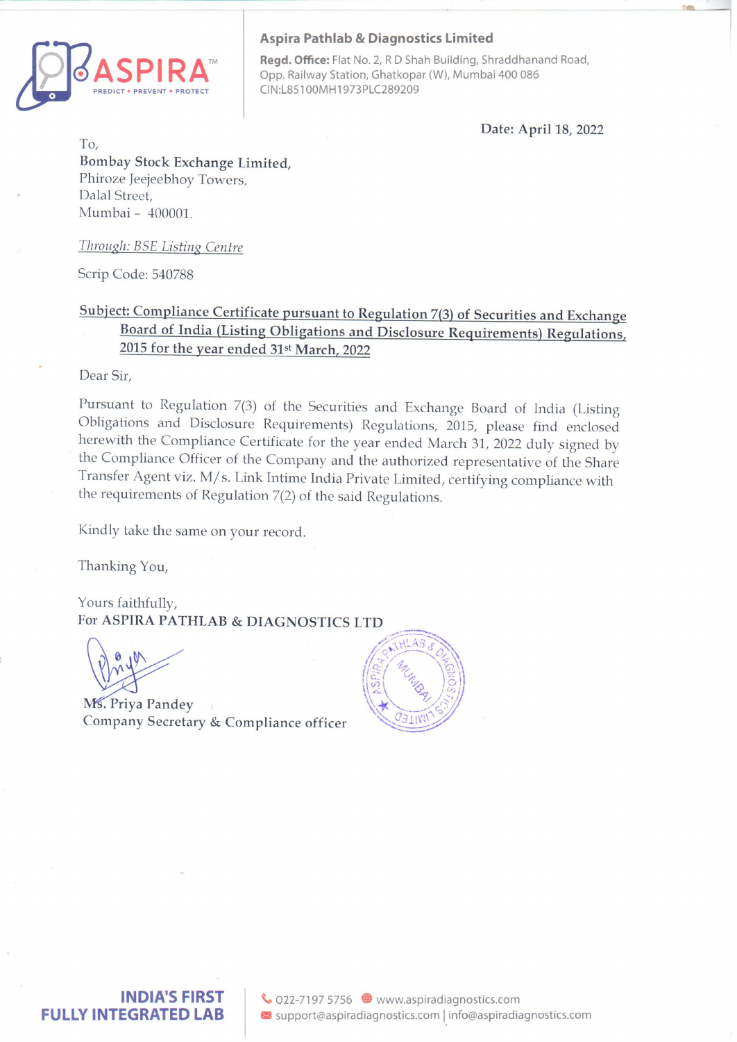**Aspira Pathlab & Diagnostics Limited**

**Regd. Office:** Flat No. 2, R D Shah Building, Shraddhanand Road, Opp. Railway Station, Ghatkopar (W), Mumbai 400 086
CIN:L85100MH1973PLC289209

Date: April 18, 2022

To,
**Bombay Stock Exchange Limited,**
Phiroze Jeejeebhoy Towers,
Dalal Street,
Mumbai – 400001.

*Through: BSE Listing Centre*

Scrip Code: 540788

**Subject: Compliance Certificate pursuant to Regulation 7(3) of Securities and Exchange Board of India (Listing Obligations and Disclosure Requirements) Regulations, 2015 for the year ended 31st March, 2022**

Dear Sir,

Pursuant to Regulation 7(3) of the Securities and Exchange Board of India (Listing Obligations and Disclosure Requirements) Regulations, 2015, please find enclosed herewith the Compliance Certificate for the year ended March 31, 2022 duly signed by the Compliance Officer of the Company and the authorized representative of the Share Transfer Agent viz. M/s. Link Intime India Private Limited, certifying compliance with the requirements of Regulation 7(2) of the said Regulations.

Kindly take the same on your record.

Thanking You,

Yours faithfully,
For **ASPIRA PATHLAB & DIAGNOSTICS LTD**

Ms. Priya Pandey
Company Secretary & Compliance officer

INDIA'S FIRST FULLY INTEGRATED LAB

022-7197 5756 | www.aspiradiagnostics.com
support@aspiradiagnostics.com | info@aspiradiagnostics.com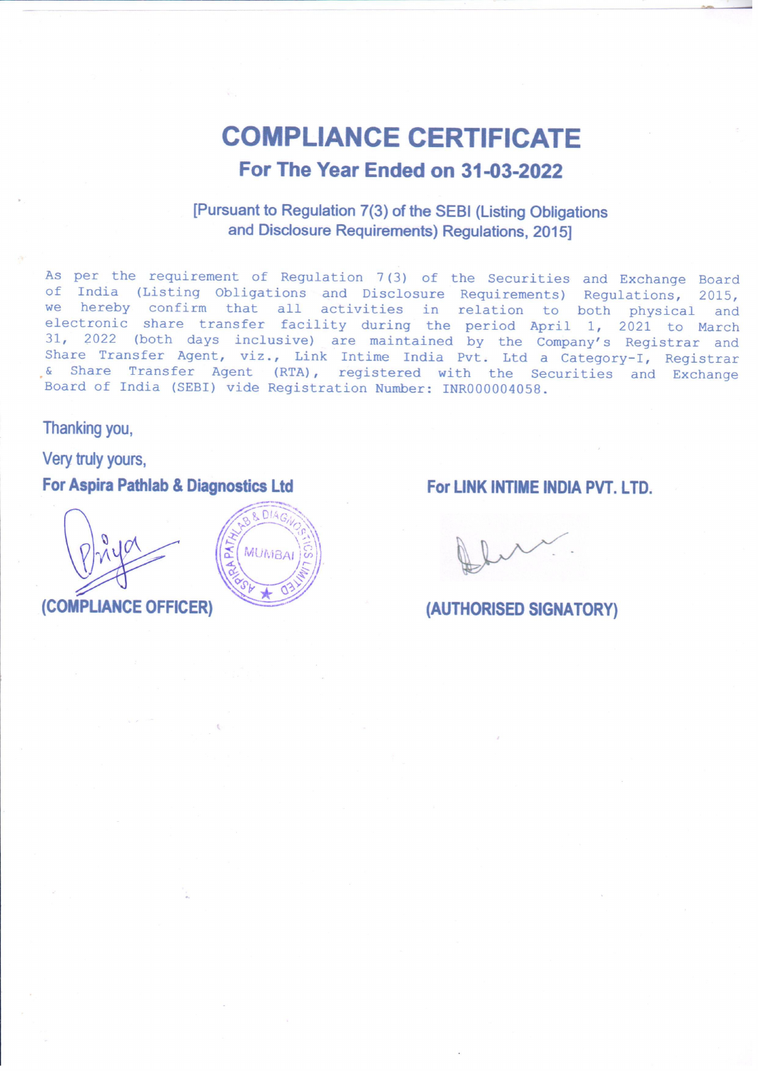# COMPLIANCE CERTIFICATE

## For The Year Ended on 31-03-2022

[Pursuant to Regulation 7(3) of the SEBI (Listing Obligations and Disclosure Requirements) Regulations, 2015]

As per the requirement of Regulation 7(3) of the Securities and Exchange Board of India (Listing Obligations and Disclosure Requirements) Regulations, 2015, we hereby confirm that all activities in relation to both physical and electronic share transfer facility during the period April 1, 2021 to March 31, 2022 (both days inclusive) are maintained by the Company's Registrar and Share Transfer Agent, viz., Link Intime India Pvt. Ltd a Category-I, Registrar & Share Transfer Agent (RTA), registered with the Securities and Exchange Board of India (SEBI) vide Registration Number: INR000004058.

Thanking you,

Very truly yours,

**For Aspira Pathlab & Diagnostics Ltd**

**(COMPLIANCE OFFICER)**

**For LINK INTIME INDIA PVT. LTD.**

**(AUTHORISED SIGNATORY)**